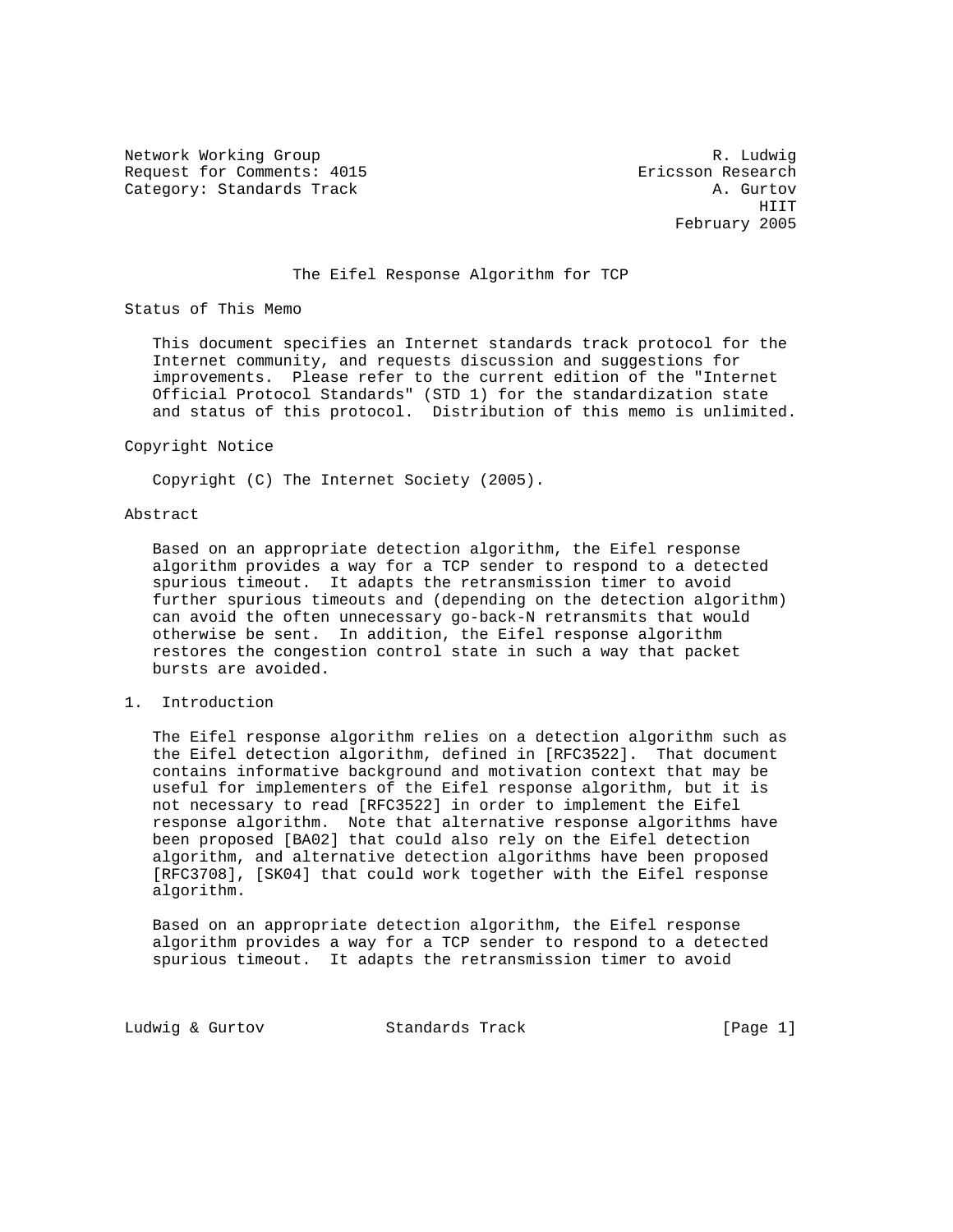Network Working Group R. Ludwig
Request for Comments: 4015 Ericsson Research
Category: Standards Track A. Gurtov
HIIT
February 2005

# The Eifel Response Algorithm for TCP

## Status of This Memo

This document specifies an Internet standards track protocol for the Internet community, and requests discussion and suggestions for improvements. Please refer to the current edition of the "Internet Official Protocol Standards" (STD 1) for the standardization state and status of this protocol. Distribution of this memo is unlimited.

## Copyright Notice

Copyright (C) The Internet Society (2005).

## Abstract

Based on an appropriate detection algorithm, the Eifel response algorithm provides a way for a TCP sender to respond to a detected spurious timeout. It adapts the retransmission timer to avoid further spurious timeouts and (depending on the detection algorithm) can avoid the often unnecessary go-back-N retransmits that would otherwise be sent. In addition, the Eifel response algorithm restores the congestion control state in such a way that packet bursts are avoided.

## 1. Introduction

The Eifel response algorithm relies on a detection algorithm such as the Eifel detection algorithm, defined in [RFC3522]. That document contains informative background and motivation context that may be useful for implementers of the Eifel response algorithm, but it is not necessary to read [RFC3522] in order to implement the Eifel response algorithm. Note that alternative response algorithms have been proposed [BA02] that could also rely on the Eifel detection algorithm, and alternative detection algorithms have been proposed [RFC3708], [SK04] that could work together with the Eifel response algorithm.

Based on an appropriate detection algorithm, the Eifel response algorithm provides a way for a TCP sender to respond to a detected spurious timeout. It adapts the retransmission timer to avoid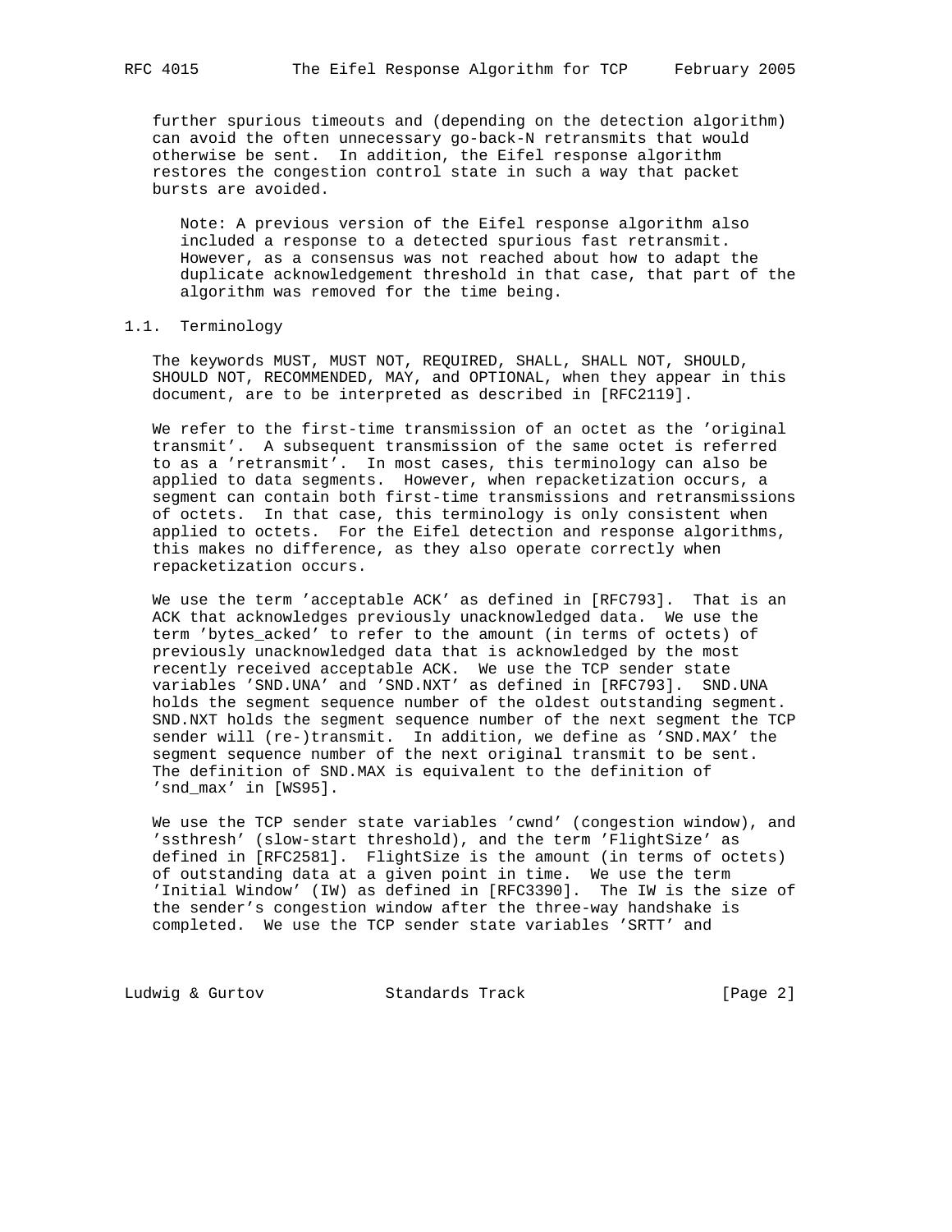further spurious timeouts and (depending on the detection algorithm) can avoid the often unnecessary go-back-N retransmits that would otherwise be sent. In addition, the Eifel response algorithm restores the congestion control state in such a way that packet bursts are avoided.

> Note: A previous version of the Eifel response algorithm also included a response to a detected spurious fast retransmit. However, as a consensus was not reached about how to adapt the duplicate acknowledgement threshold in that case, that part of the algorithm was removed for the time being.

## 1.1. Terminology

The keywords MUST, MUST NOT, REQUIRED, SHALL, SHALL NOT, SHOULD, SHOULD NOT, RECOMMENDED, MAY, and OPTIONAL, when they appear in this document, are to be interpreted as described in [RFC2119].

We refer to the first-time transmission of an octet as the 'original transmit'. A subsequent transmission of the same octet is referred to as a 'retransmit'. In most cases, this terminology can also be applied to data segments. However, when repacketization occurs, a segment can contain both first-time transmissions and retransmissions of octets. In that case, this terminology is only consistent when applied to octets. For the Eifel detection and response algorithms, this makes no difference, as they also operate correctly when repacketization occurs.

We use the term 'acceptable ACK' as defined in [RFC793]. That is an ACK that acknowledges previously unacknowledged data. We use the term 'bytes_acked' to refer to the amount (in terms of octets) of previously unacknowledged data that is acknowledged by the most recently received acceptable ACK. We use the TCP sender state variables 'SND.UNA' and 'SND.NXT' as defined in [RFC793]. SND.UNA holds the segment sequence number of the oldest outstanding segment. SND.NXT holds the segment sequence number of the next segment the TCP sender will (re-)transmit. In addition, we define as 'SND.MAX' the segment sequence number of the next original transmit to be sent. The definition of SND.MAX is equivalent to the definition of 'snd_max' in [WS95].

We use the TCP sender state variables 'cwnd' (congestion window), and 'ssthresh' (slow-start threshold), and the term 'FlightSize' as defined in [RFC2581]. FlightSize is the amount (in terms of octets) of outstanding data at a given point in time. We use the term 'Initial Window' (IW) as defined in [RFC3390]. The IW is the size of the sender's congestion window after the three-way handshake is completed. We use the TCP sender state variables 'SRTT' and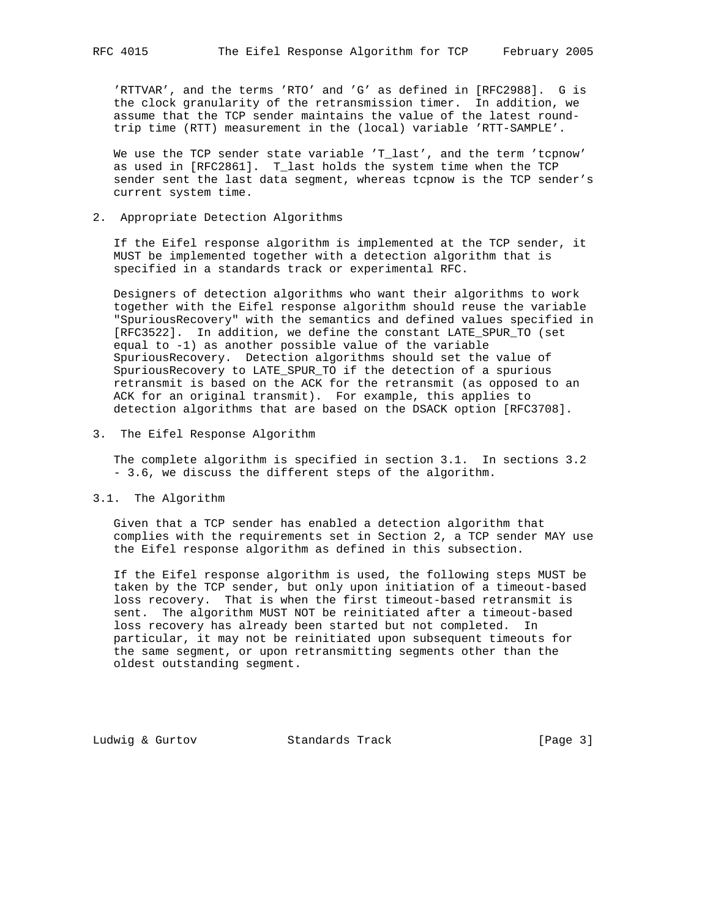'RTTVAR', and the terms 'RTO' and 'G' as defined in [RFC2988]. G is the clock granularity of the retransmission timer. In addition, we assume that the TCP sender maintains the value of the latest round-trip time (RTT) measurement in the (local) variable 'RTT-SAMPLE'.

We use the TCP sender state variable 'T_last', and the term 'tcpnow' as used in [RFC2861]. T_last holds the system time when the TCP sender sent the last data segment, whereas tcpnow is the TCP sender's current system time.

## 2. Appropriate Detection Algorithms

If the Eifel response algorithm is implemented at the TCP sender, it MUST be implemented together with a detection algorithm that is specified in a standards track or experimental RFC.

Designers of detection algorithms who want their algorithms to work together with the Eifel response algorithm should reuse the variable "SpuriousRecovery" with the semantics and defined values specified in [RFC3522]. In addition, we define the constant LATE_SPUR_TO (set equal to -1) as another possible value of the variable SpuriousRecovery. Detection algorithms should set the value of SpuriousRecovery to LATE_SPUR_TO if the detection of a spurious retransmit is based on the ACK for the retransmit (as opposed to an ACK for an original transmit). For example, this applies to detection algorithms that are based on the DSACK option [RFC3708].

## 3. The Eifel Response Algorithm

The complete algorithm is specified in section 3.1. In sections 3.2 - 3.6, we discuss the different steps of the algorithm.

### 3.1. The Algorithm

Given that a TCP sender has enabled a detection algorithm that complies with the requirements set in Section 2, a TCP sender MAY use the Eifel response algorithm as defined in this subsection.

If the Eifel response algorithm is used, the following steps MUST be taken by the TCP sender, but only upon initiation of a timeout-based loss recovery. That is when the first timeout-based retransmit is sent. The algorithm MUST NOT be reinitiated after a timeout-based loss recovery has already been started but not completed. In particular, it may not be reinitiated upon subsequent timeouts for the same segment, or upon retransmitting segments other than the oldest outstanding segment.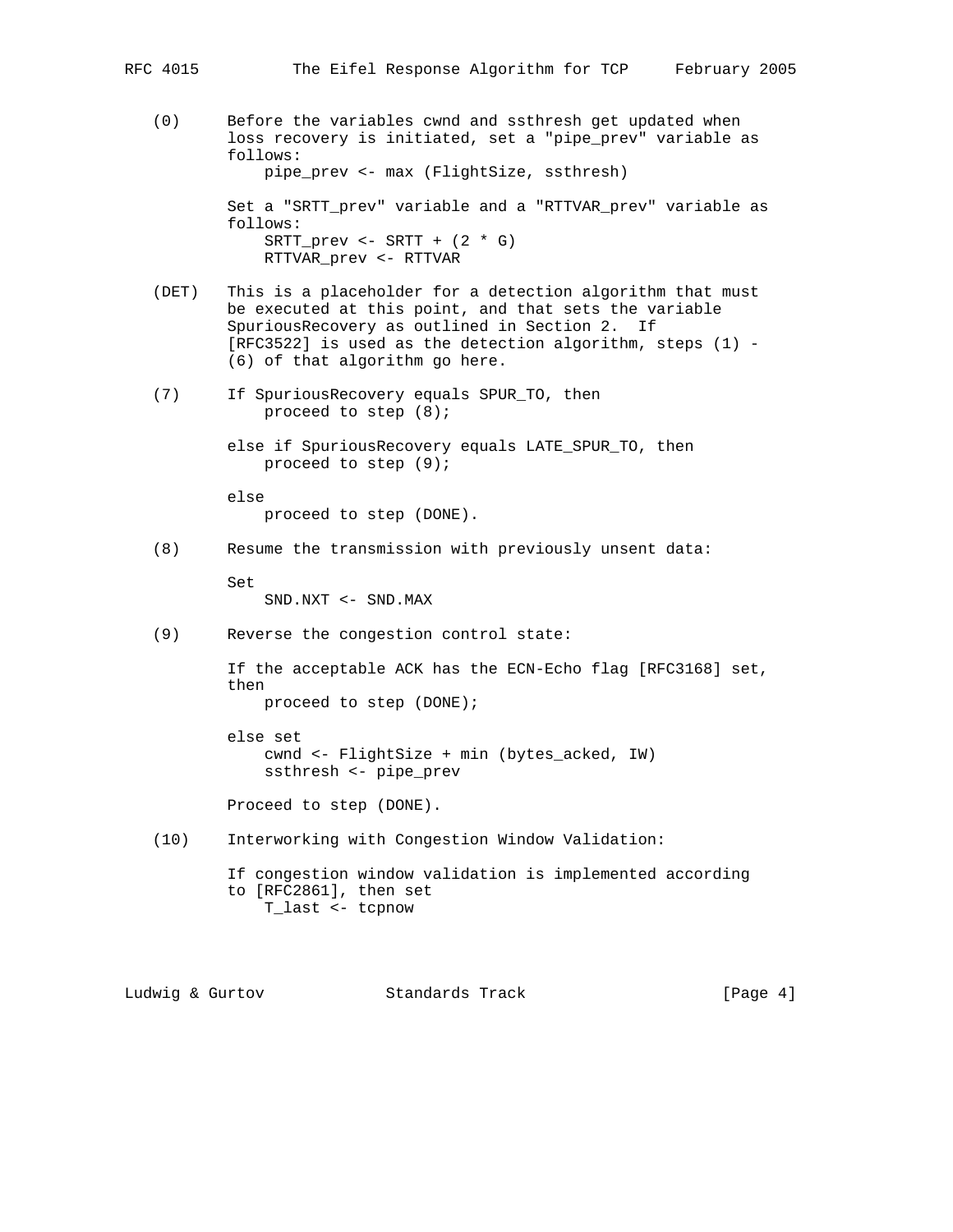(0) Before the variables cwnd and ssthresh get updated when loss recovery is initiated, set a "pipe_prev" variable as follows:

```
pipe_prev <- max (FlightSize, ssthresh)
```

Set a "SRTT_prev" variable and a "RTTVAR_prev" variable as follows:

```
SRTT_prev <- SRTT + (2 * G)
RTTVAR_prev <- RTTVAR
```

(DET) This is a placeholder for a detection algorithm that must be executed at this point, and that sets the variable SpuriousRecovery as outlined in Section 2. If [RFC3522] is used as the detection algorithm, steps (1) - (6) of that algorithm go here.

(7) If SpuriousRecovery equals SPUR_TO, then
    proceed to step (8);

else if SpuriousRecovery equals LATE_SPUR_TO, then
    proceed to step (9);

else
    proceed to step (DONE).

(8) Resume the transmission with previously unsent data:

Set

```
SND.NXT <- SND.MAX
```

(9) Reverse the congestion control state:

If the acceptable ACK has the ECN-Echo flag [RFC3168] set, then
    proceed to step (DONE);

else set

```
cwnd <- FlightSize + min (bytes_acked, IW)
ssthresh <- pipe_prev
```

Proceed to step (DONE).

(10) Interworking with Congestion Window Validation:

If congestion window validation is implemented according to [RFC2861], then set

```
T_last <- tcpnow
```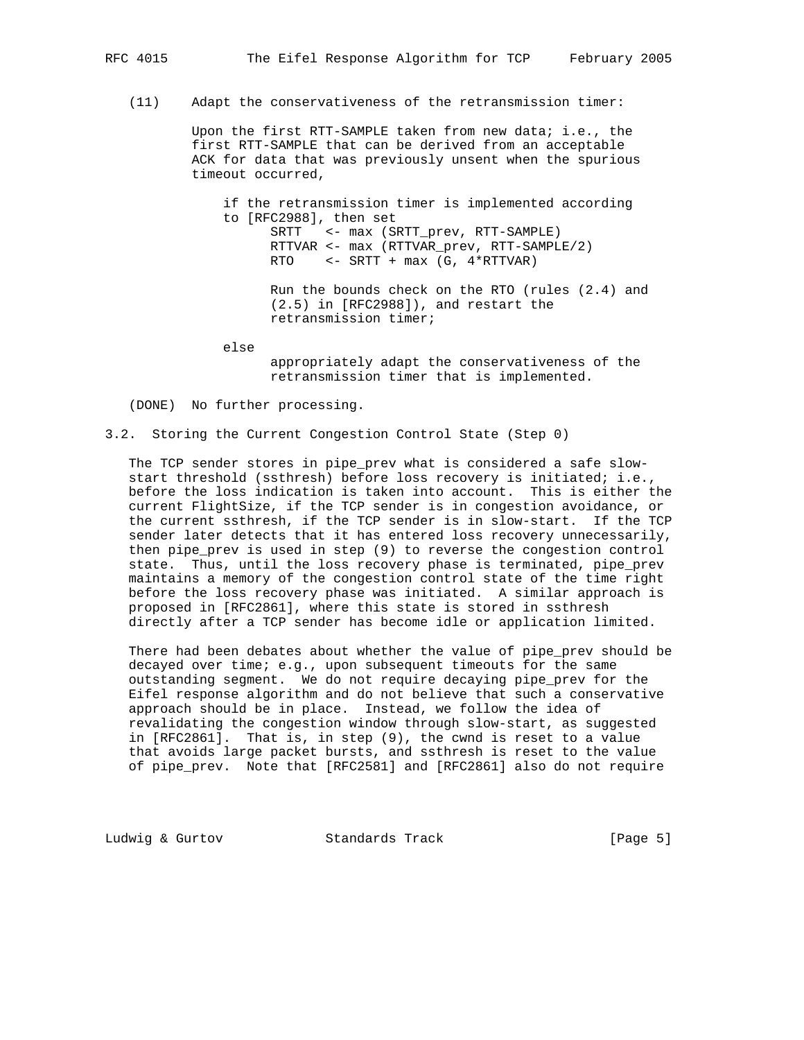(11) Adapt the conservativeness of the retransmission timer:

Upon the first RTT-SAMPLE taken from new data; i.e., the first RTT-SAMPLE that can be derived from an acceptable ACK for data that was previously unsent when the spurious timeout occurred,

```
    if the retransmission timer is implemented according
    to [RFC2988], then set
          SRTT   <- max (SRTT_prev, RTT-SAMPLE)
          RTTVAR <- max (RTTVAR_prev, RTT-SAMPLE/2)
          RTO    <- SRTT + max (G, 4*RTTVAR)

          Run the bounds check on the RTO (rules (2.4) and
          (2.5) in [RFC2988]), and restart the
          retransmission timer;

    else
          appropriately adapt the conservativeness of the
          retransmission timer that is implemented.
```

(DONE) No further processing.

## 3.2. Storing the Current Congestion Control State (Step 0)

The TCP sender stores in pipe_prev what is considered a safe slow-start threshold (ssthresh) before loss recovery is initiated; i.e., before the loss indication is taken into account. This is either the current FlightSize, if the TCP sender is in congestion avoidance, or the current ssthresh, if the TCP sender is in slow-start. If the TCP sender later detects that it has entered loss recovery unnecessarily, then pipe_prev is used in step (9) to reverse the congestion control state. Thus, until the loss recovery phase is terminated, pipe_prev maintains a memory of the congestion control state of the time right before the loss recovery phase was initiated. A similar approach is proposed in [RFC2861], where this state is stored in ssthresh directly after a TCP sender has become idle or application limited.

There had been debates about whether the value of pipe_prev should be decayed over time; e.g., upon subsequent timeouts for the same outstanding segment. We do not require decaying pipe_prev for the Eifel response algorithm and do not believe that such a conservative approach should be in place. Instead, we follow the idea of revalidating the congestion window through slow-start, as suggested in [RFC2861]. That is, in step (9), the cwnd is reset to a value that avoids large packet bursts, and ssthresh is reset to the value of pipe_prev. Note that [RFC2581] and [RFC2861] also do not require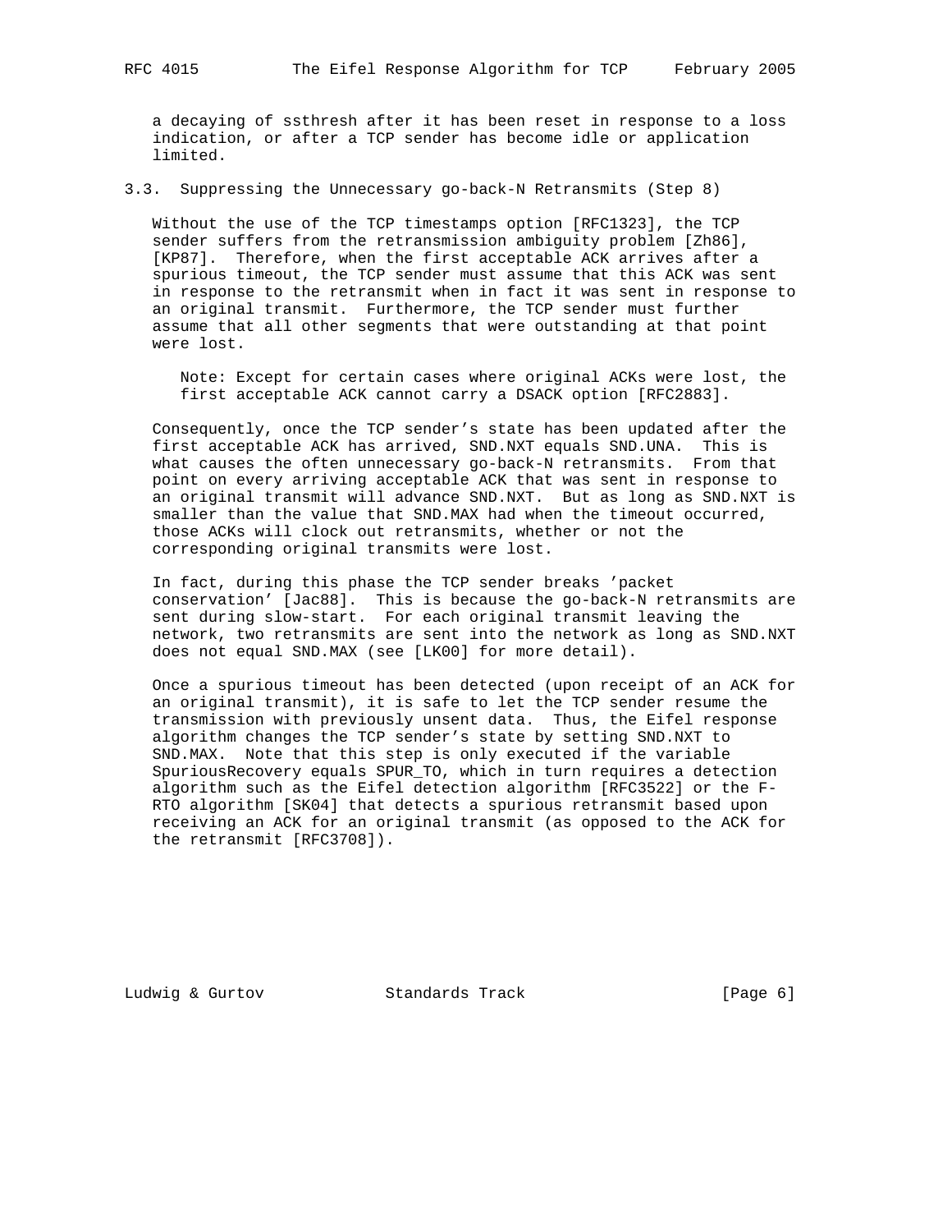a decaying of ssthresh after it has been reset in response to a loss indication, or after a TCP sender has become idle or application limited.

### 3.3. Suppressing the Unnecessary go-back-N Retransmits (Step 8)

Without the use of the TCP timestamps option [RFC1323], the TCP sender suffers from the retransmission ambiguity problem [Zh86], [KP87]. Therefore, when the first acceptable ACK arrives after a spurious timeout, the TCP sender must assume that this ACK was sent in response to the retransmit when in fact it was sent in response to an original transmit. Furthermore, the TCP sender must further assume that all other segments that were outstanding at that point were lost.

> Note: Except for certain cases where original ACKs were lost, the first acceptable ACK cannot carry a DSACK option [RFC2883].

Consequently, once the TCP sender's state has been updated after the first acceptable ACK has arrived, SND.NXT equals SND.UNA. This is what causes the often unnecessary go-back-N retransmits. From that point on every arriving acceptable ACK that was sent in response to an original transmit will advance SND.NXT. But as long as SND.NXT is smaller than the value that SND.MAX had when the timeout occurred, those ACKs will clock out retransmits, whether or not the corresponding original transmits were lost.

In fact, during this phase the TCP sender breaks 'packet conservation' [Jac88]. This is because the go-back-N retransmits are sent during slow-start. For each original transmit leaving the network, two retransmits are sent into the network as long as SND.NXT does not equal SND.MAX (see [LK00] for more detail).

Once a spurious timeout has been detected (upon receipt of an ACK for an original transmit), it is safe to let the TCP sender resume the transmission with previously unsent data. Thus, the Eifel response algorithm changes the TCP sender's state by setting SND.NXT to SND.MAX. Note that this step is only executed if the variable SpuriousRecovery equals SPUR_TO, which in turn requires a detection algorithm such as the Eifel detection algorithm [RFC3522] or the F-RTO algorithm [SK04] that detects a spurious retransmit based upon receiving an ACK for an original transmit (as opposed to the ACK for the retransmit [RFC3708]).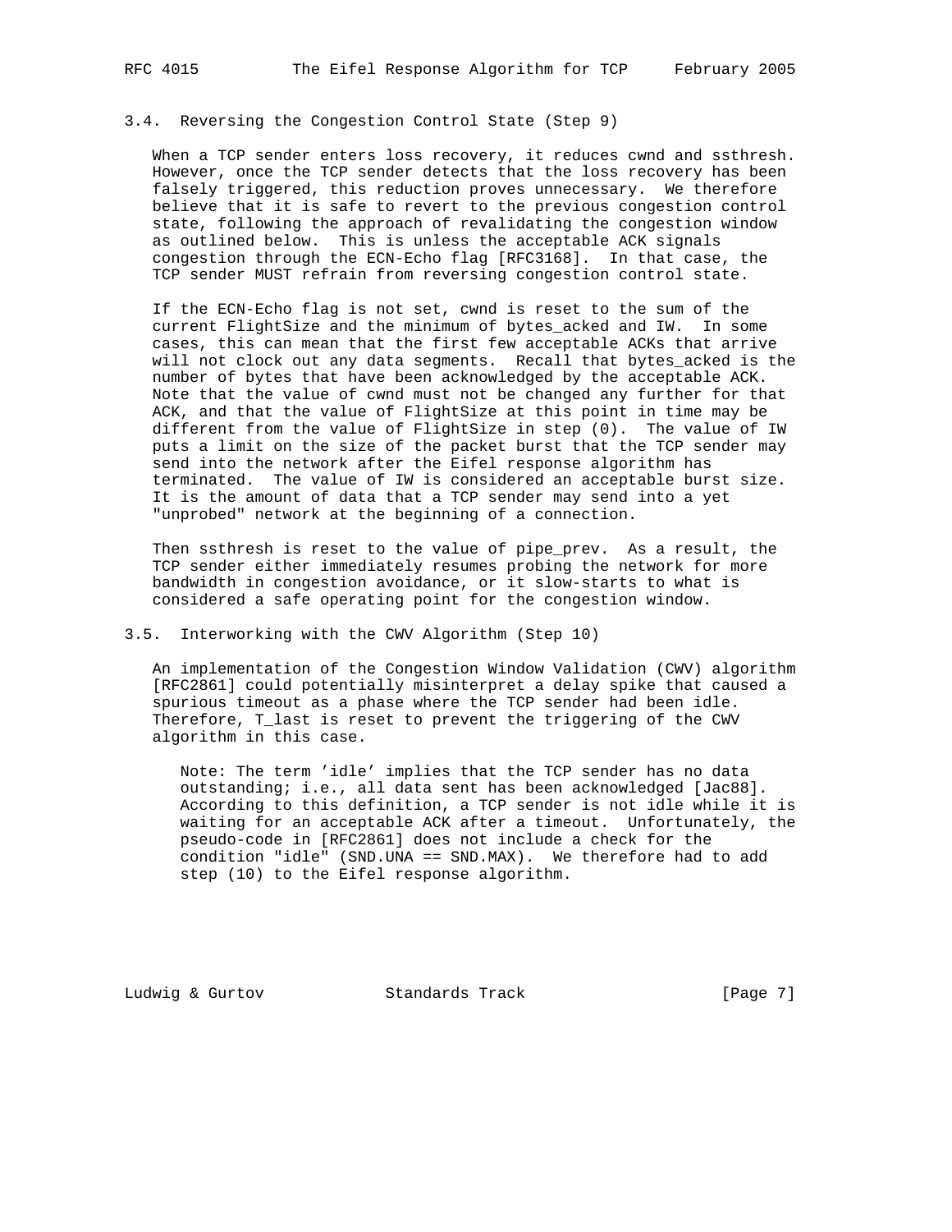### 3.4. Reversing the Congestion Control State (Step 9)

When a TCP sender enters loss recovery, it reduces cwnd and ssthresh. However, once the TCP sender detects that the loss recovery has been falsely triggered, this reduction proves unnecessary. We therefore believe that it is safe to revert to the previous congestion control state, following the approach of revalidating the congestion window as outlined below. This is unless the acceptable ACK signals congestion through the ECN-Echo flag [RFC3168]. In that case, the TCP sender MUST refrain from reversing congestion control state.

If the ECN-Echo flag is not set, cwnd is reset to the sum of the current FlightSize and the minimum of bytes_acked and IW. In some cases, this can mean that the first few acceptable ACKs that arrive will not clock out any data segments. Recall that bytes_acked is the number of bytes that have been acknowledged by the acceptable ACK. Note that the value of cwnd must not be changed any further for that ACK, and that the value of FlightSize at this point in time may be different from the value of FlightSize in step (0). The value of IW puts a limit on the size of the packet burst that the TCP sender may send into the network after the Eifel response algorithm has terminated. The value of IW is considered an acceptable burst size. It is the amount of data that a TCP sender may send into a yet "unprobed" network at the beginning of a connection.

Then ssthresh is reset to the value of pipe_prev. As a result, the TCP sender either immediately resumes probing the network for more bandwidth in congestion avoidance, or it slow-starts to what is considered a safe operating point for the congestion window.

### 3.5. Interworking with the CWV Algorithm (Step 10)

An implementation of the Congestion Window Validation (CWV) algorithm [RFC2861] could potentially misinterpret a delay spike that caused a spurious timeout as a phase where the TCP sender had been idle. Therefore, T_last is reset to prevent the triggering of the CWV algorithm in this case.

> Note: The term 'idle' implies that the TCP sender has no data outstanding; i.e., all data sent has been acknowledged [Jac88]. According to this definition, a TCP sender is not idle while it is waiting for an acceptable ACK after a timeout. Unfortunately, the pseudo-code in [RFC2861] does not include a check for the condition "idle" (SND.UNA == SND.MAX). We therefore had to add step (10) to the Eifel response algorithm.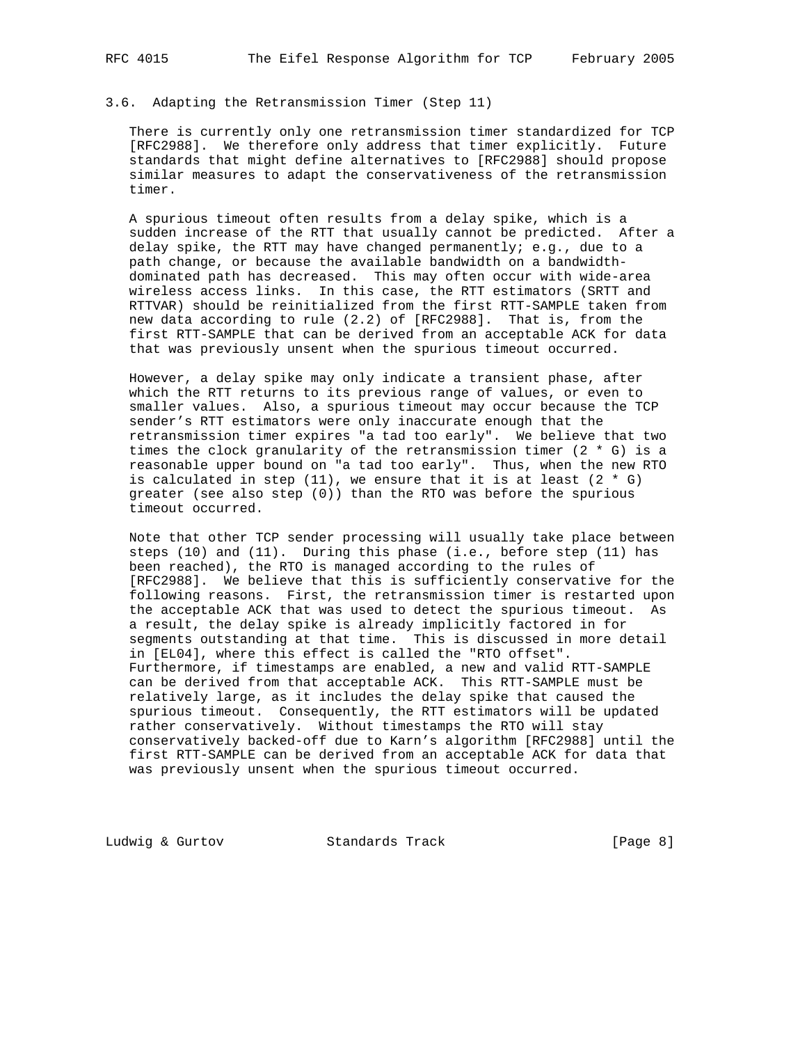### 3.6. Adapting the Retransmission Timer (Step 11)

There is currently only one retransmission timer standardized for TCP [RFC2988]. We therefore only address that timer explicitly. Future standards that might define alternatives to [RFC2988] should propose similar measures to adapt the conservativeness of the retransmission timer.

A spurious timeout often results from a delay spike, which is a sudden increase of the RTT that usually cannot be predicted. After a delay spike, the RTT may have changed permanently; e.g., due to a path change, or because the available bandwidth on a bandwidth-dominated path has decreased. This may often occur with wide-area wireless access links. In this case, the RTT estimators (SRTT and RTTVAR) should be reinitialized from the first RTT-SAMPLE taken from new data according to rule (2.2) of [RFC2988]. That is, from the first RTT-SAMPLE that can be derived from an acceptable ACK for data that was previously unsent when the spurious timeout occurred.

However, a delay spike may only indicate a transient phase, after which the RTT returns to its previous range of values, or even to smaller values. Also, a spurious timeout may occur because the TCP sender's RTT estimators were only inaccurate enough that the retransmission timer expires "a tad too early". We believe that two times the clock granularity of the retransmission timer (2 * G) is a reasonable upper bound on "a tad too early". Thus, when the new RTO is calculated in step (11), we ensure that it is at least (2 * G) greater (see also step (0)) than the RTO was before the spurious timeout occurred.

Note that other TCP sender processing will usually take place between steps (10) and (11). During this phase (i.e., before step (11) has been reached), the RTO is managed according to the rules of [RFC2988]. We believe that this is sufficiently conservative for the following reasons. First, the retransmission timer is restarted upon the acceptable ACK that was used to detect the spurious timeout. As a result, the delay spike is already implicitly factored in for segments outstanding at that time. This is discussed in more detail in [EL04], where this effect is called the "RTO offset". Furthermore, if timestamps are enabled, a new and valid RTT-SAMPLE can be derived from that acceptable ACK. This RTT-SAMPLE must be relatively large, as it includes the delay spike that caused the spurious timeout. Consequently, the RTT estimators will be updated rather conservatively. Without timestamps the RTO will stay conservatively backed-off due to Karn's algorithm [RFC2988] until the first RTT-SAMPLE can be derived from an acceptable ACK for data that was previously unsent when the spurious timeout occurred.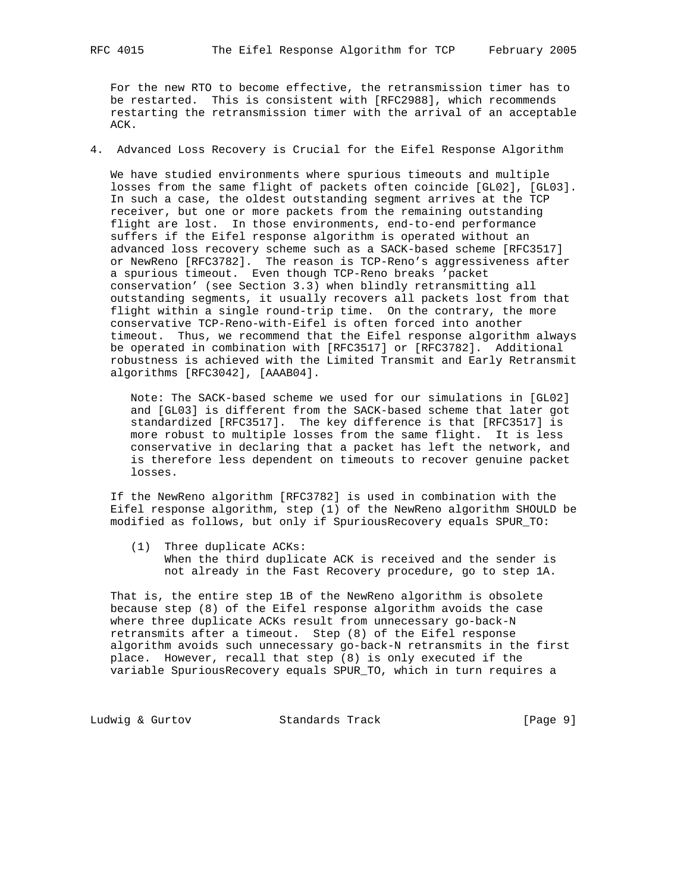For the new RTO to become effective, the retransmission timer has to be restarted. This is consistent with [RFC2988], which recommends restarting the retransmission timer with the arrival of an acceptable ACK.

## 4. Advanced Loss Recovery is Crucial for the Eifel Response Algorithm

We have studied environments where spurious timeouts and multiple losses from the same flight of packets often coincide [GL02], [GL03]. In such a case, the oldest outstanding segment arrives at the TCP receiver, but one or more packets from the remaining outstanding flight are lost. In those environments, end-to-end performance suffers if the Eifel response algorithm is operated without an advanced loss recovery scheme such as a SACK-based scheme [RFC3517] or NewReno [RFC3782]. The reason is TCP-Reno's aggressiveness after a spurious timeout. Even though TCP-Reno breaks 'packet conservation' (see Section 3.3) when blindly retransmitting all outstanding segments, it usually recovers all packets lost from that flight within a single round-trip time. On the contrary, the more conservative TCP-Reno-with-Eifel is often forced into another timeout. Thus, we recommend that the Eifel response algorithm always be operated in combination with [RFC3517] or [RFC3782]. Additional robustness is achieved with the Limited Transmit and Early Retransmit algorithms [RFC3042], [AAAB04].

> Note: The SACK-based scheme we used for our simulations in [GL02] and [GL03] is different from the SACK-based scheme that later got standardized [RFC3517]. The key difference is that [RFC3517] is more robust to multiple losses from the same flight. It is less conservative in declaring that a packet has left the network, and is therefore less dependent on timeouts to recover genuine packet losses.

If the NewReno algorithm [RFC3782] is used in combination with the Eifel response algorithm, step (1) of the NewReno algorithm SHOULD be modified as follows, but only if SpuriousRecovery equals SPUR_TO:

```
(1)  Three duplicate ACKs:
     When the third duplicate ACK is received and the sender is
     not already in the Fast Recovery procedure, go to step 1A.
```

That is, the entire step 1B of the NewReno algorithm is obsolete because step (8) of the Eifel response algorithm avoids the case where three duplicate ACKs result from unnecessary go-back-N retransmits after a timeout. Step (8) of the Eifel response algorithm avoids such unnecessary go-back-N retransmits in the first place. However, recall that step (8) is only executed if the variable SpuriousRecovery equals SPUR_TO, which in turn requires a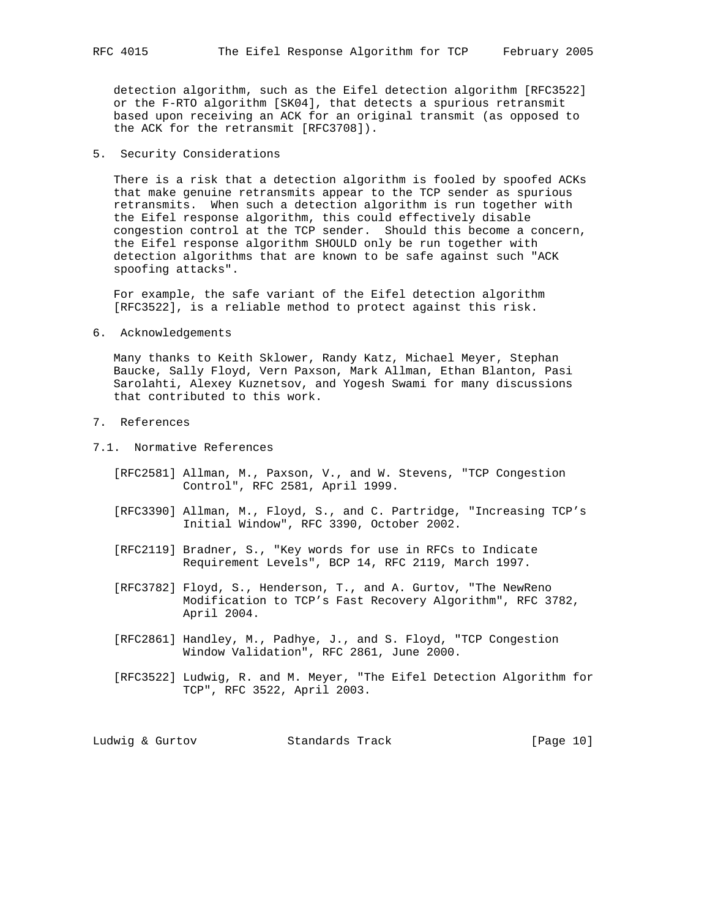detection algorithm, such as the Eifel detection algorithm [RFC3522] or the F-RTO algorithm [SK04], that detects a spurious retransmit based upon receiving an ACK for an original transmit (as opposed to the ACK for the retransmit [RFC3708]).

## 5. Security Considerations

There is a risk that a detection algorithm is fooled by spoofed ACKs that make genuine retransmits appear to the TCP sender as spurious retransmits. When such a detection algorithm is run together with the Eifel response algorithm, this could effectively disable congestion control at the TCP sender. Should this become a concern, the Eifel response algorithm SHOULD only be run together with detection algorithms that are known to be safe against such "ACK spoofing attacks".

For example, the safe variant of the Eifel detection algorithm [RFC3522], is a reliable method to protect against this risk.

## 6. Acknowledgements

Many thanks to Keith Sklower, Randy Katz, Michael Meyer, Stephan Baucke, Sally Floyd, Vern Paxson, Mark Allman, Ethan Blanton, Pasi Sarolahti, Alexey Kuznetsov, and Yogesh Swami for many discussions that contributed to this work.

## 7. References

### 7.1. Normative References

[RFC2581] Allman, M., Paxson, V., and W. Stevens, "TCP Congestion Control", RFC 2581, April 1999.

[RFC3390] Allman, M., Floyd, S., and C. Partridge, "Increasing TCP's Initial Window", RFC 3390, October 2002.

[RFC2119] Bradner, S., "Key words for use in RFCs to Indicate Requirement Levels", BCP 14, RFC 2119, March 1997.

[RFC3782] Floyd, S., Henderson, T., and A. Gurtov, "The NewReno Modification to TCP's Fast Recovery Algorithm", RFC 3782, April 2004.

[RFC2861] Handley, M., Padhye, J., and S. Floyd, "TCP Congestion Window Validation", RFC 2861, June 2000.

[RFC3522] Ludwig, R. and M. Meyer, "The Eifel Detection Algorithm for TCP", RFC 3522, April 2003.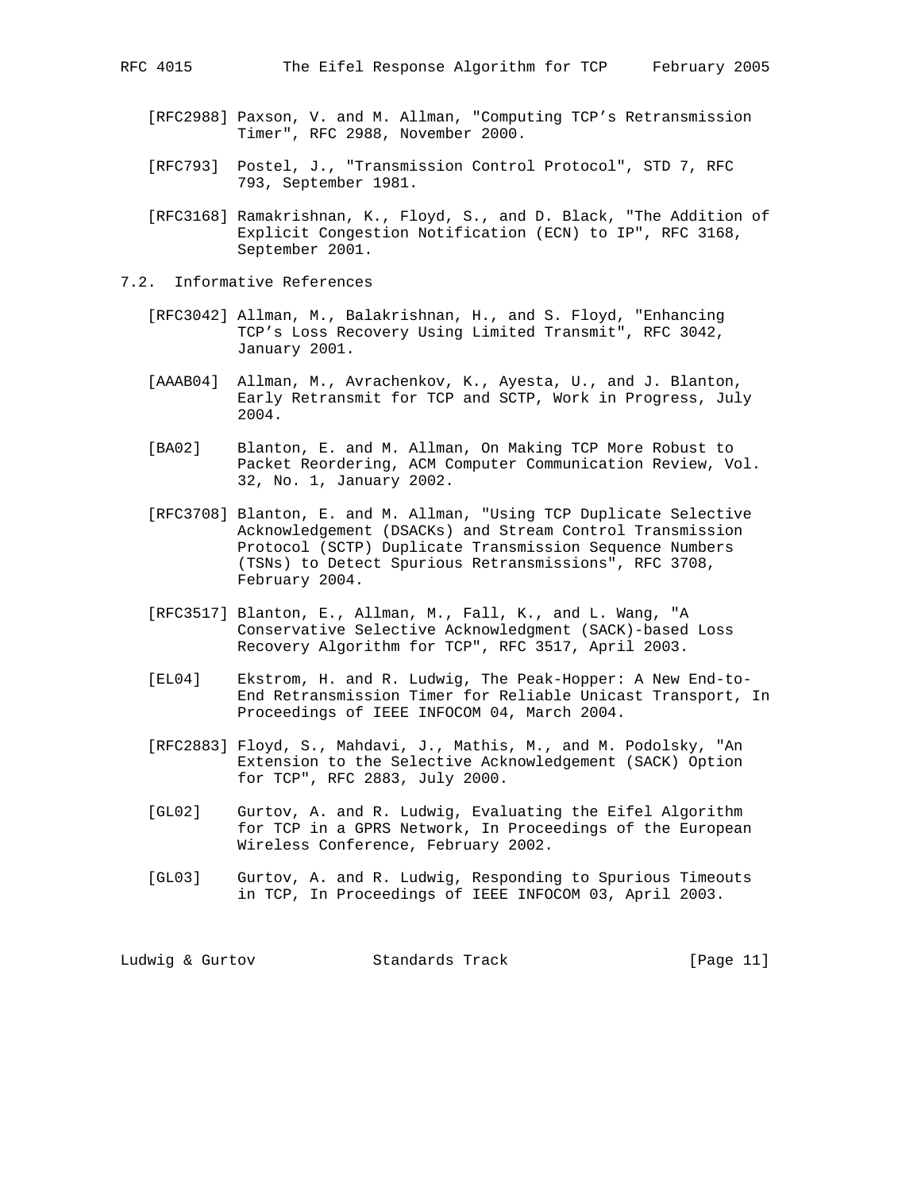[RFC2988] Paxson, V. and M. Allman, "Computing TCP's Retransmission Timer", RFC 2988, November 2000.

[RFC793] Postel, J., "Transmission Control Protocol", STD 7, RFC 793, September 1981.

[RFC3168] Ramakrishnan, K., Floyd, S., and D. Black, "The Addition of Explicit Congestion Notification (ECN) to IP", RFC 3168, September 2001.

## 7.2. Informative References

[RFC3042] Allman, M., Balakrishnan, H., and S. Floyd, "Enhancing TCP's Loss Recovery Using Limited Transmit", RFC 3042, January 2001.

[AAAB04] Allman, M., Avrachenkov, K., Ayesta, U., and J. Blanton, Early Retransmit for TCP and SCTP, Work in Progress, July 2004.

[BA02] Blanton, E. and M. Allman, On Making TCP More Robust to Packet Reordering, ACM Computer Communication Review, Vol. 32, No. 1, January 2002.

[RFC3708] Blanton, E. and M. Allman, "Using TCP Duplicate Selective Acknowledgement (DSACKs) and Stream Control Transmission Protocol (SCTP) Duplicate Transmission Sequence Numbers (TSNs) to Detect Spurious Retransmissions", RFC 3708, February 2004.

[RFC3517] Blanton, E., Allman, M., Fall, K., and L. Wang, "A Conservative Selective Acknowledgment (SACK)-based Loss Recovery Algorithm for TCP", RFC 3517, April 2003.

[EL04] Ekstrom, H. and R. Ludwig, The Peak-Hopper: A New End-to-End Retransmission Timer for Reliable Unicast Transport, In Proceedings of IEEE INFOCOM 04, March 2004.

[RFC2883] Floyd, S., Mahdavi, J., Mathis, M., and M. Podolsky, "An Extension to the Selective Acknowledgement (SACK) Option for TCP", RFC 2883, July 2000.

[GL02] Gurtov, A. and R. Ludwig, Evaluating the Eifel Algorithm for TCP in a GPRS Network, In Proceedings of the European Wireless Conference, February 2002.

[GL03] Gurtov, A. and R. Ludwig, Responding to Spurious Timeouts in TCP, In Proceedings of IEEE INFOCOM 03, April 2003.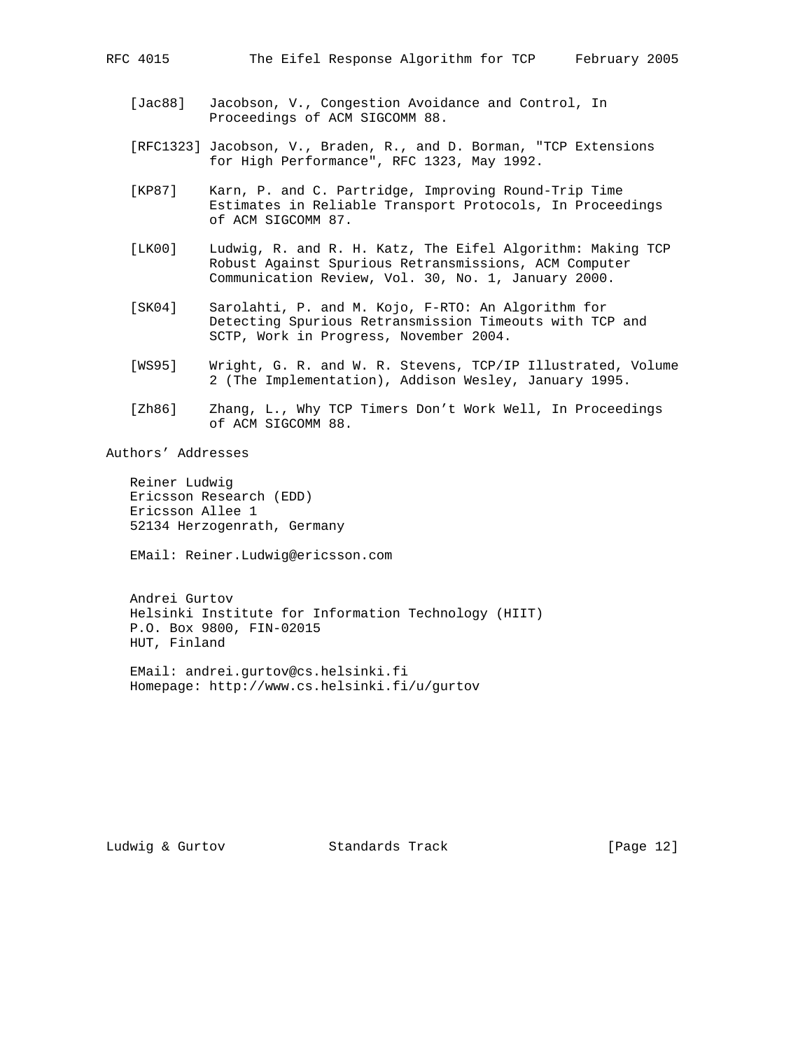[Jac88] Jacobson, V., Congestion Avoidance and Control, In Proceedings of ACM SIGCOMM 88.

[RFC1323] Jacobson, V., Braden, R., and D. Borman, "TCP Extensions for High Performance", RFC 1323, May 1992.

[KP87] Karn, P. and C. Partridge, Improving Round-Trip Time Estimates in Reliable Transport Protocols, In Proceedings of ACM SIGCOMM 87.

[LK00] Ludwig, R. and R. H. Katz, The Eifel Algorithm: Making TCP Robust Against Spurious Retransmissions, ACM Computer Communication Review, Vol. 30, No. 1, January 2000.

[SK04] Sarolahti, P. and M. Kojo, F-RTO: An Algorithm for Detecting Spurious Retransmission Timeouts with TCP and SCTP, Work in Progress, November 2004.

[WS95] Wright, G. R. and W. R. Stevens, TCP/IP Illustrated, Volume 2 (The Implementation), Addison Wesley, January 1995.

[Zh86] Zhang, L., Why TCP Timers Don't Work Well, In Proceedings of ACM SIGCOMM 88.

## Authors' Addresses

Reiner Ludwig
Ericsson Research (EDD)
Ericsson Allee 1
52134 Herzogenrath, Germany

EMail: Reiner.Ludwig@ericsson.com

Andrei Gurtov
Helsinki Institute for Information Technology (HIIT)
P.O. Box 9800, FIN-02015
HUT, Finland

EMail: andrei.gurtov@cs.helsinki.fi
Homepage: http://www.cs.helsinki.fi/u/gurtov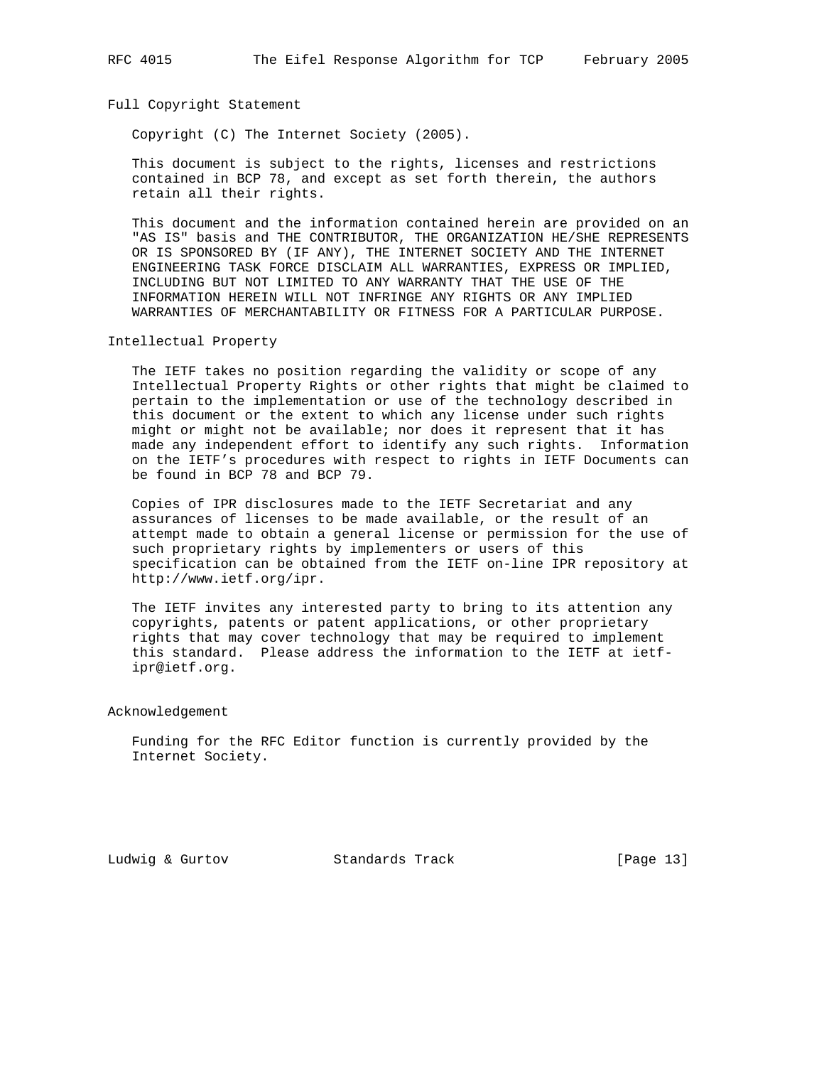## Full Copyright Statement

Copyright (C) The Internet Society (2005).

This document is subject to the rights, licenses and restrictions contained in BCP 78, and except as set forth therein, the authors retain all their rights.

This document and the information contained herein are provided on an "AS IS" basis and THE CONTRIBUTOR, THE ORGANIZATION HE/SHE REPRESENTS OR IS SPONSORED BY (IF ANY), THE INTERNET SOCIETY AND THE INTERNET ENGINEERING TASK FORCE DISCLAIM ALL WARRANTIES, EXPRESS OR IMPLIED, INCLUDING BUT NOT LIMITED TO ANY WARRANTY THAT THE USE OF THE INFORMATION HEREIN WILL NOT INFRINGE ANY RIGHTS OR ANY IMPLIED WARRANTIES OF MERCHANTABILITY OR FITNESS FOR A PARTICULAR PURPOSE.

## Intellectual Property

The IETF takes no position regarding the validity or scope of any Intellectual Property Rights or other rights that might be claimed to pertain to the implementation or use of the technology described in this document or the extent to which any license under such rights might or might not be available; nor does it represent that it has made any independent effort to identify any such rights. Information on the IETF's procedures with respect to rights in IETF Documents can be found in BCP 78 and BCP 79.

Copies of IPR disclosures made to the IETF Secretariat and any assurances of licenses to be made available, or the result of an attempt made to obtain a general license or permission for the use of such proprietary rights by implementers or users of this specification can be obtained from the IETF on-line IPR repository at http://www.ietf.org/ipr.

The IETF invites any interested party to bring to its attention any copyrights, patents or patent applications, or other proprietary rights that may cover technology that may be required to implement this standard. Please address the information to the IETF at ietf-ipr@ietf.org.

## Acknowledgement

Funding for the RFC Editor function is currently provided by the Internet Society.